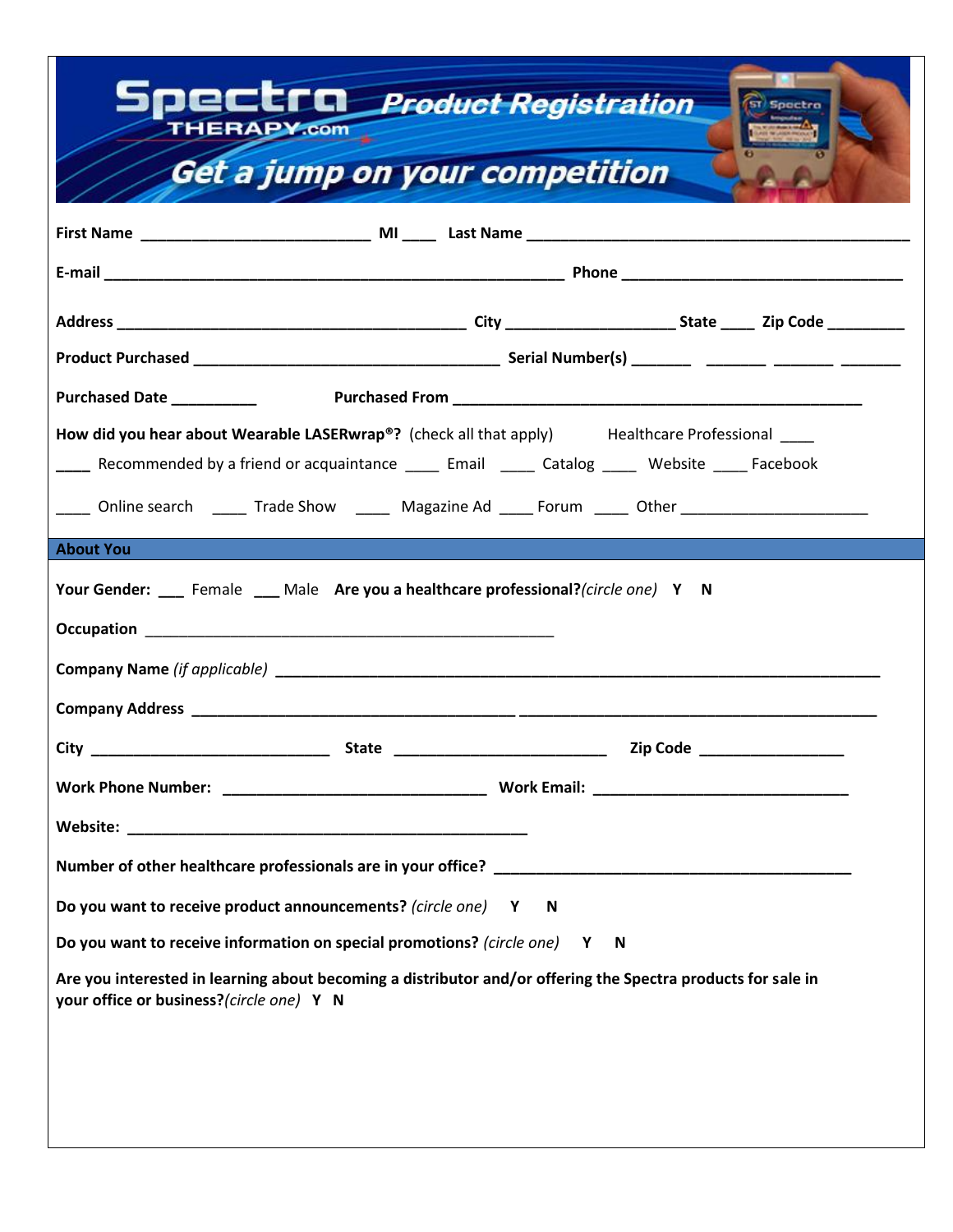# Spectra THERAPY.com Product Registration

## Get a jump on your competition

**First Name** ___________________________ **MI** ____ **Last Name** _____________________________________________

**E-mail** ______________________________________________________ **Phone** _________________________________

**Address** _________________________________________ **City** ___________________ **State** ____ **Zip Code** _________

**Product Purchased** ____________________________________ **Serial Number(s)** _______ _______ _______ _______

**Purchased Date** __________ **Purchased From** ________________________________________________

**How did you hear about Wearable LASERwrap®?** (check all that apply) Healthcare Professional ____

____ Recommended by a friend or acquaintance ____ Email ____ Catalog ____ Website ____ Facebook

____ Online search ____ Trade Show ____ Magazine Ad ____ Forum ____ Other ______________________

## About You

**Your Gender:** ___ Female ___ Male **Are you a healthcare professional?** *(circle one)* **Y N**

**Occupation** ________________________________________________

**Company Name** *(if applicable)* _______________________________________________________________________

**Company Address** ______________________________________ __________________________________________

**City** ____________________________ **State** _________________________ **Zip Code** _________________

**Work Phone Number:** _______________________________ **Work Email:** ______________________________

**Website:** _______________________________________________

**Number of other healthcare professionals are in your office?** __________________________________________

**Do you want to receive product announcements?** *(circle one)* **Y N**

**Do you want to receive information on special promotions?** *(circle one)* **Y N**

**Are you interested in learning about becoming a distributor and/or offering the Spectra products for sale in your office or business?** *(circle one)* **Y N**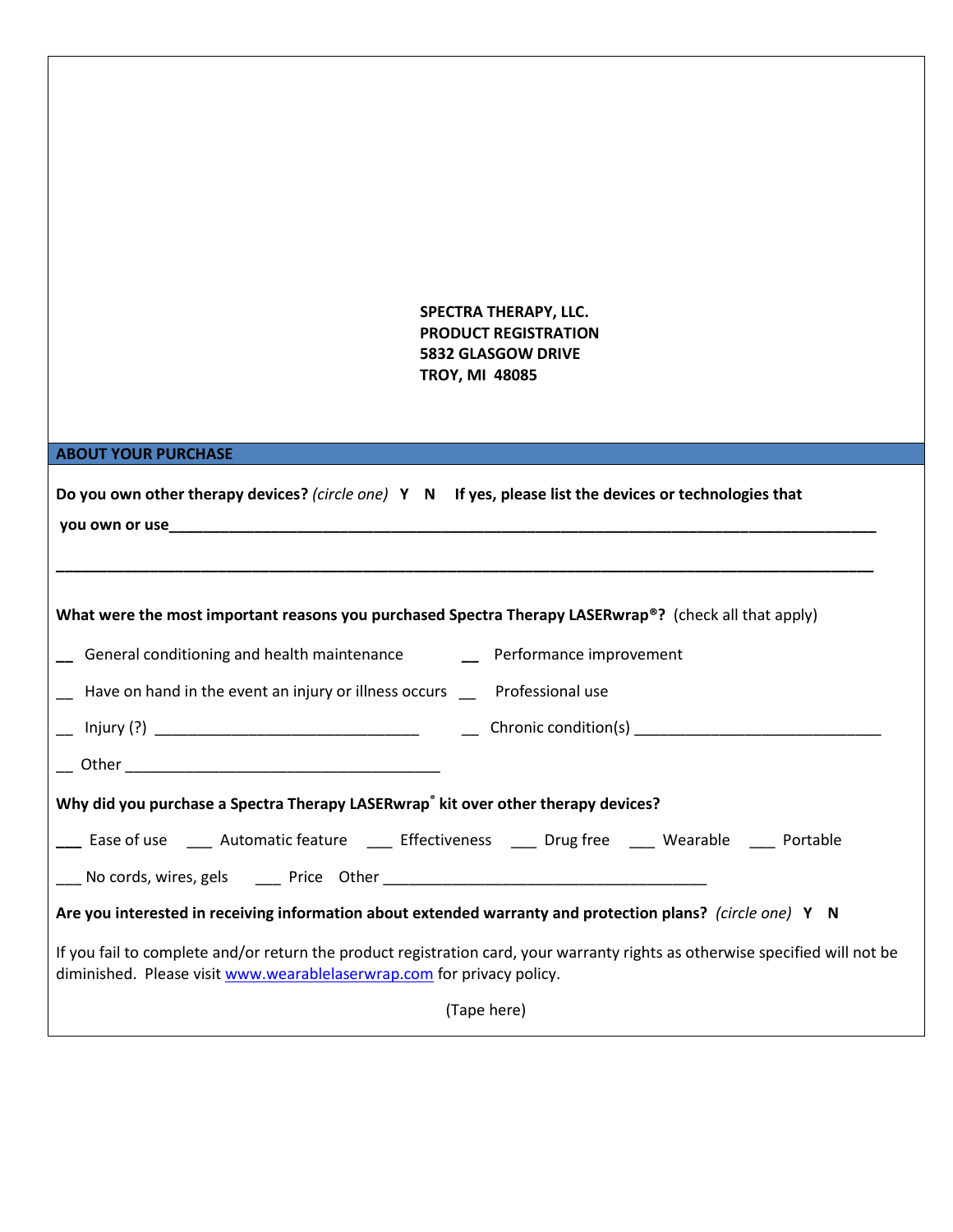**SPECTRA THERAPY, LLC.**
**PRODUCT REGISTRATION**
**5832 GLASGOW DRIVE**
**TROY, MI 48085**

## ABOUT YOUR PURCHASE

**Do you own other therapy devices?** *(circle one)* **Y N** **If yes, please list the devices or technologies that you own or use**\_\_\_\_\_\_\_\_\_\_\_\_\_\_\_\_\_\_\_\_\_\_\_\_\_\_\_\_\_\_\_\_\_\_\_\_\_\_\_\_\_\_\_\_\_\_\_\_\_\_\_\_\_\_\_\_\_\_\_\_\_\_\_\_\_\_\_\_\_\_\_\_\_\_\_\_\_\_\_\_\_\_\_\_\_\_\_\_

\_\_\_\_\_\_\_\_\_\_\_\_\_\_\_\_\_\_\_\_\_\_\_\_\_\_\_\_\_\_\_\_\_\_\_\_\_\_\_\_\_\_\_\_\_\_\_\_\_\_\_\_\_\_\_\_\_\_\_\_\_\_\_\_\_\_\_\_\_\_\_\_\_\_\_\_\_\_\_\_\_\_\_\_\_\_\_\_\_\_\_\_\_\_\_\_\_\_

**What were the most important reasons you purchased Spectra Therapy LASERwrap®?** (check all that apply)

\_\_ General conditioning and health maintenance &nbsp;&nbsp; \_\_ Performance improvement

\_\_ Have on hand in the event an injury or illness occurs &nbsp;&nbsp; \_\_ Professional use

\_\_ Injury (?) \_\_\_\_\_\_\_\_\_\_\_\_\_\_\_\_\_\_\_\_\_\_\_\_\_\_\_\_\_\_\_\_ &nbsp;&nbsp; \_\_ Chronic condition(s) \_\_\_\_\_\_\_\_\_\_\_\_\_\_\_\_\_\_\_\_\_\_\_\_\_\_\_\_\_\_

\_\_ Other \_\_\_\_\_\_\_\_\_\_\_\_\_\_\_\_\_\_\_\_\_\_\_\_\_\_\_\_\_\_\_\_\_\_\_\_\_\_\_

**Why did you purchase a Spectra Therapy LASERwrap® kit over other therapy devices?**

\_\_\_ Ease of use &nbsp;&nbsp; \_\_\_ Automatic feature &nbsp;&nbsp; \_\_\_ Effectiveness &nbsp;&nbsp; \_\_\_ Drug free &nbsp;&nbsp; \_\_\_ Wearable &nbsp;&nbsp; \_\_\_ Portable

\_\_\_ No cords, wires, gels &nbsp;&nbsp; \_\_\_ Price &nbsp;&nbsp; Other \_\_\_\_\_\_\_\_\_\_\_\_\_\_\_\_\_\_\_\_\_\_\_\_\_\_\_\_\_\_\_\_\_\_\_\_\_\_\_

**Are you interested in receiving information about extended warranty and protection plans?** *(circle one)* **Y N**

If you fail to complete and/or return the product registration card, your warranty rights as otherwise specified will not be diminished. Please visit www.wearablelaserwrap.com for privacy policy.

(Tape here)